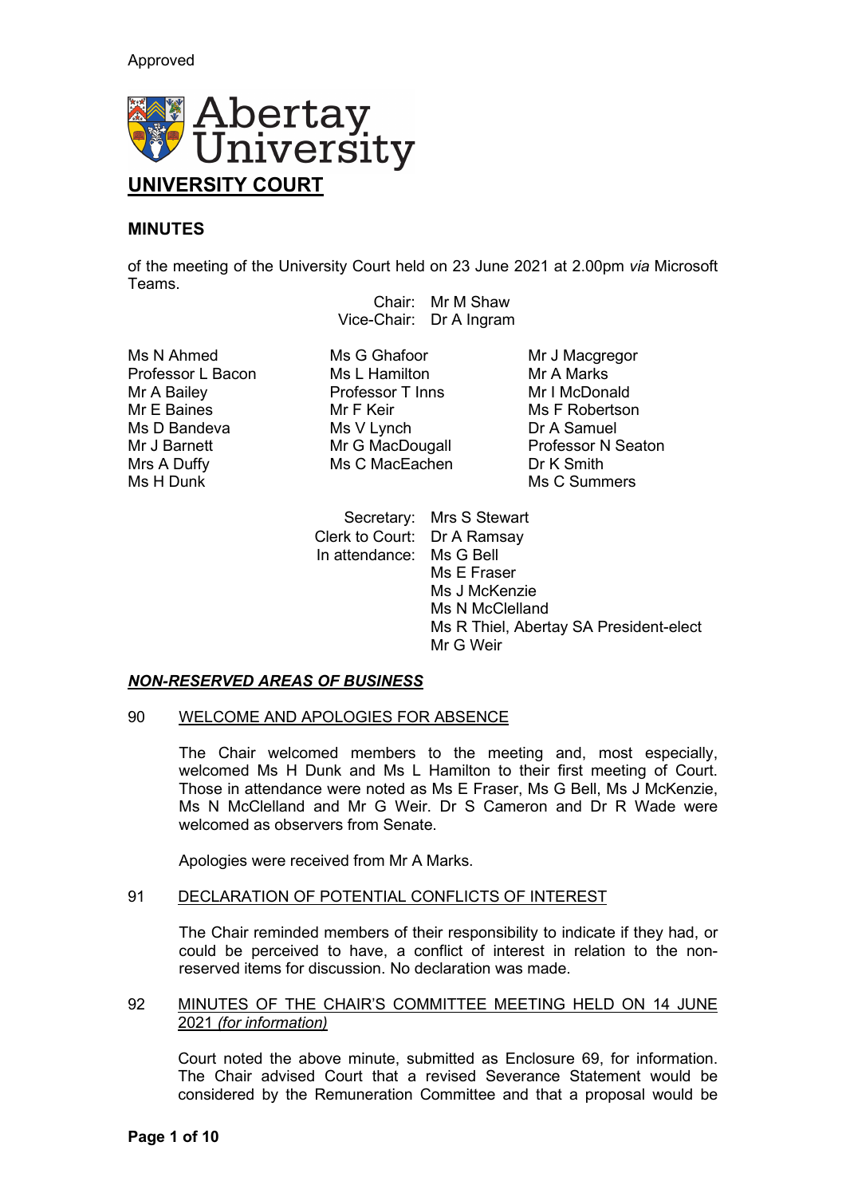Approved

Abertay University

# UNIVERSITY COURT

## MINUTES

of the meeting of the University Court held on 23 June 2021 at 2.00pm *via* Microsoft Teams.

Chair: Mr M Shaw
Vice-Chair: Dr A Ingram

Ms N Ahmed
Professor L Bacon
Mr A Bailey
Mr E Baines
Ms D Bandeva
Mr J Barnett
Mrs A Duffy
Ms H Dunk
Ms G Ghafoor
Ms L Hamilton
Professor T Inns
Mr F Keir
Ms V Lynch
Mr G MacDougall
Ms C MacEachen
Mr J Macgregor
Mr A Marks
Mr I McDonald
Ms F Robertson
Dr A Samuel
Professor N Seaton
Dr K Smith
Ms C Summers

Secretary: Mrs S Stewart
Clerk to Court: Dr A Ramsay
In attendance: Ms G Bell
Ms E Fraser
Ms J McKenzie
Ms N McClelland
Ms R Thiel, Abertay SA President-elect
Mr G Weir

### ***NON-RESERVED AREAS OF BUSINESS***

90 WELCOME AND APOLOGIES FOR ABSENCE

The Chair welcomed members to the meeting and, most especially, welcomed Ms H Dunk and Ms L Hamilton to their first meeting of Court. Those in attendance were noted as Ms E Fraser, Ms G Bell, Ms J McKenzie, Ms N McClelland and Mr G Weir. Dr S Cameron and Dr R Wade were welcomed as observers from Senate.

Apologies were received from Mr A Marks.

91 DECLARATION OF POTENTIAL CONFLICTS OF INTEREST

The Chair reminded members of their responsibility to indicate if they had, or could be perceived to have, a conflict of interest in relation to the non-reserved items for discussion. No declaration was made.

92 MINUTES OF THE CHAIR'S COMMITTEE MEETING HELD ON 14 JUNE 2021 *(for information)*

Court noted the above minute, submitted as Enclosure 69, for information. The Chair advised Court that a revised Severance Statement would be considered by the Remuneration Committee and that a proposal would be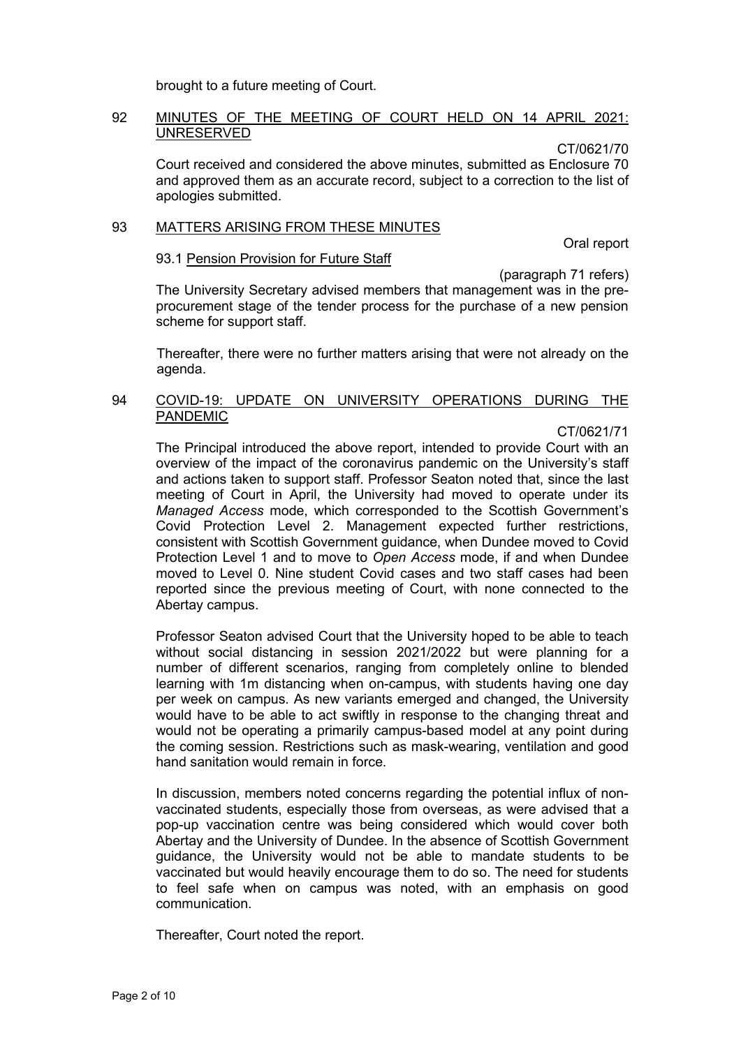brought to a future meeting of Court.

## 92 MINUTES OF THE MEETING OF COURT HELD ON 14 APRIL 2021: UNRESERVED

CT/0621/70

Court received and considered the above minutes, submitted as Enclosure 70 and approved them as an accurate record, subject to a correction to the list of apologies submitted.

## 93 MATTERS ARISING FROM THESE MINUTES

Oral report

93.1 Pension Provision for Future Staff

(paragraph 71 refers)

The University Secretary advised members that management was in the pre-procurement stage of the tender process for the purchase of a new pension scheme for support staff.

Thereafter, there were no further matters arising that were not already on the agenda.

## 94 COVID-19: UPDATE ON UNIVERSITY OPERATIONS DURING THE PANDEMIC

CT/0621/71

The Principal introduced the above report, intended to provide Court with an overview of the impact of the coronavirus pandemic on the University's staff and actions taken to support staff. Professor Seaton noted that, since the last meeting of Court in April, the University had moved to operate under its *Managed Access* mode, which corresponded to the Scottish Government's Covid Protection Level 2. Management expected further restrictions, consistent with Scottish Government guidance, when Dundee moved to Covid Protection Level 1 and to move to *Open Access* mode, if and when Dundee moved to Level 0. Nine student Covid cases and two staff cases had been reported since the previous meeting of Court, with none connected to the Abertay campus.

Professor Seaton advised Court that the University hoped to be able to teach without social distancing in session 2021/2022 but were planning for a number of different scenarios, ranging from completely online to blended learning with 1m distancing when on-campus, with students having one day per week on campus. As new variants emerged and changed, the University would have to be able to act swiftly in response to the changing threat and would not be operating a primarily campus-based model at any point during the coming session. Restrictions such as mask-wearing, ventilation and good hand sanitation would remain in force.

In discussion, members noted concerns regarding the potential influx of non-vaccinated students, especially those from overseas, as were advised that a pop-up vaccination centre was being considered which would cover both Abertay and the University of Dundee. In the absence of Scottish Government guidance, the University would not be able to mandate students to be vaccinated but would heavily encourage them to do so. The need for students to feel safe when on campus was noted, with an emphasis on good communication.

Thereafter, Court noted the report.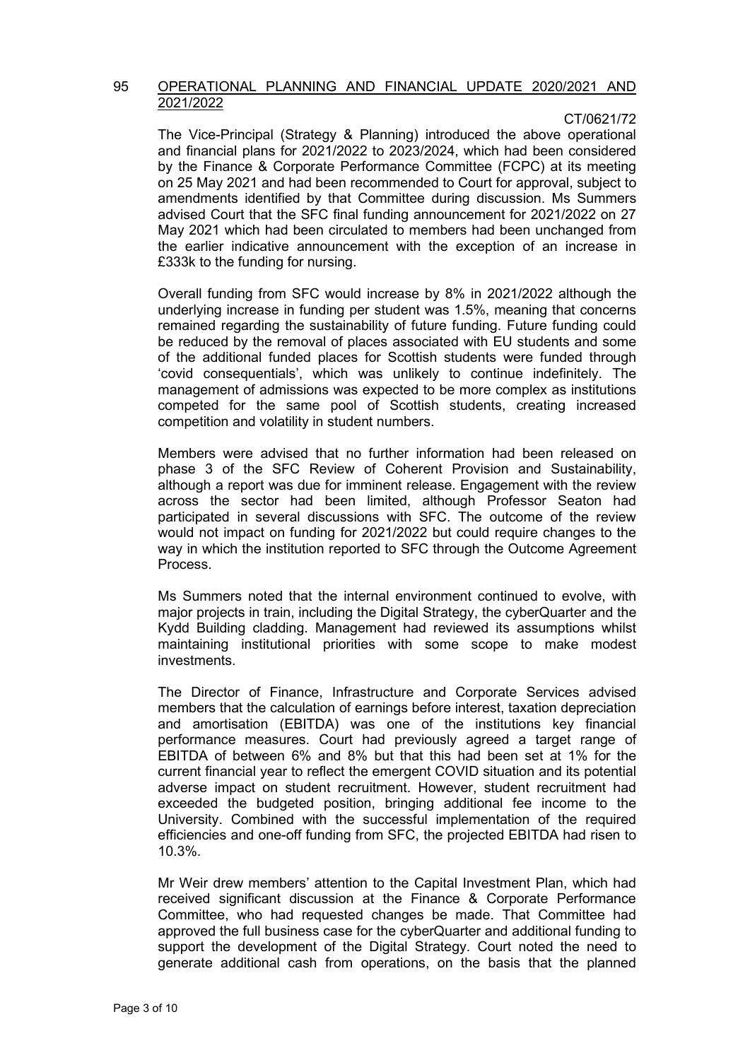## 95 OPERATIONAL PLANNING AND FINANCIAL UPDATE 2020/2021 AND 2021/2022

CT/0621/72

The Vice-Principal (Strategy & Planning) introduced the above operational and financial plans for 2021/2022 to 2023/2024, which had been considered by the Finance & Corporate Performance Committee (FCPC) at its meeting on 25 May 2021 and had been recommended to Court for approval, subject to amendments identified by that Committee during discussion. Ms Summers advised Court that the SFC final funding announcement for 2021/2022 on 27 May 2021 which had been circulated to members had been unchanged from the earlier indicative announcement with the exception of an increase in £333k to the funding for nursing.

Overall funding from SFC would increase by 8% in 2021/2022 although the underlying increase in funding per student was 1.5%, meaning that concerns remained regarding the sustainability of future funding. Future funding could be reduced by the removal of places associated with EU students and some of the additional funded places for Scottish students were funded through 'covid consequentials', which was unlikely to continue indefinitely. The management of admissions was expected to be more complex as institutions competed for the same pool of Scottish students, creating increased competition and volatility in student numbers.

Members were advised that no further information had been released on phase 3 of the SFC Review of Coherent Provision and Sustainability, although a report was due for imminent release. Engagement with the review across the sector had been limited, although Professor Seaton had participated in several discussions with SFC. The outcome of the review would not impact on funding for 2021/2022 but could require changes to the way in which the institution reported to SFC through the Outcome Agreement Process.

Ms Summers noted that the internal environment continued to evolve, with major projects in train, including the Digital Strategy, the cyberQuarter and the Kydd Building cladding. Management had reviewed its assumptions whilst maintaining institutional priorities with some scope to make modest investments.

The Director of Finance, Infrastructure and Corporate Services advised members that the calculation of earnings before interest, taxation depreciation and amortisation (EBITDA) was one of the institutions key financial performance measures. Court had previously agreed a target range of EBITDA of between 6% and 8% but that this had been set at 1% for the current financial year to reflect the emergent COVID situation and its potential adverse impact on student recruitment. However, student recruitment had exceeded the budgeted position, bringing additional fee income to the University. Combined with the successful implementation of the required efficiencies and one-off funding from SFC, the projected EBITDA had risen to 10.3%.

Mr Weir drew members' attention to the Capital Investment Plan, which had received significant discussion at the Finance & Corporate Performance Committee, who had requested changes be made. That Committee had approved the full business case for the cyberQuarter and additional funding to support the development of the Digital Strategy. Court noted the need to generate additional cash from operations, on the basis that the planned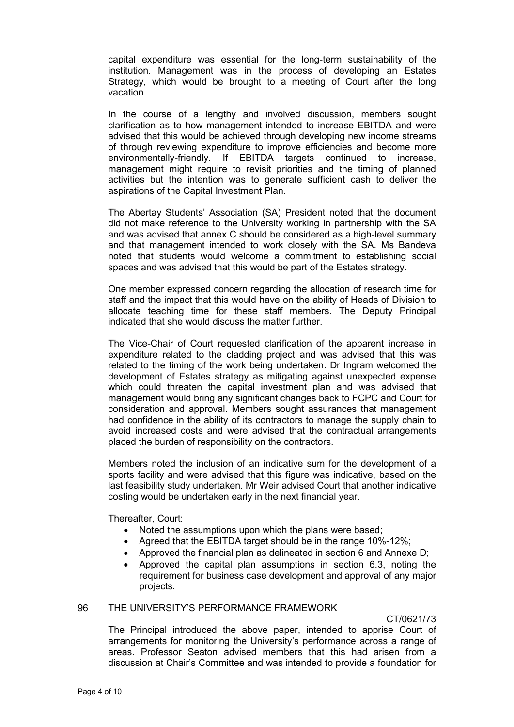capital expenditure was essential for the long-term sustainability of the institution. Management was in the process of developing an Estates Strategy, which would be brought to a meeting of Court after the long vacation.

In the course of a lengthy and involved discussion, members sought clarification as to how management intended to increase EBITDA and were advised that this would be achieved through developing new income streams of through reviewing expenditure to improve efficiencies and become more environmentally-friendly. If EBITDA targets continued to increase, management might require to revisit priorities and the timing of planned activities but the intention was to generate sufficient cash to deliver the aspirations of the Capital Investment Plan.

The Abertay Students' Association (SA) President noted that the document did not make reference to the University working in partnership with the SA and was advised that annex C should be considered as a high-level summary and that management intended to work closely with the SA. Ms Bandeva noted that students would welcome a commitment to establishing social spaces and was advised that this would be part of the Estates strategy.

One member expressed concern regarding the allocation of research time for staff and the impact that this would have on the ability of Heads of Division to allocate teaching time for these staff members. The Deputy Principal indicated that she would discuss the matter further.

The Vice-Chair of Court requested clarification of the apparent increase in expenditure related to the cladding project and was advised that this was related to the timing of the work being undertaken. Dr Ingram welcomed the development of Estates strategy as mitigating against unexpected expense which could threaten the capital investment plan and was advised that management would bring any significant changes back to FCPC and Court for consideration and approval. Members sought assurances that management had confidence in the ability of its contractors to manage the supply chain to avoid increased costs and were advised that the contractual arrangements placed the burden of responsibility on the contractors.

Members noted the inclusion of an indicative sum for the development of a sports facility and were advised that this figure was indicative, based on the last feasibility study undertaken. Mr Weir advised Court that another indicative costing would be undertaken early in the next financial year.

Thereafter, Court:

- Noted the assumptions upon which the plans were based;
- Agreed that the EBITDA target should be in the range 10%-12%;
- Approved the financial plan as delineated in section 6 and Annexe D;
- Approved the capital plan assumptions in section 6.3, noting the requirement for business case development and approval of any major projects.

## 96 THE UNIVERSITY'S PERFORMANCE FRAMEWORK

CT/0621/73

The Principal introduced the above paper, intended to apprise Court of arrangements for monitoring the University's performance across a range of areas. Professor Seaton advised members that this had arisen from a discussion at Chair's Committee and was intended to provide a foundation for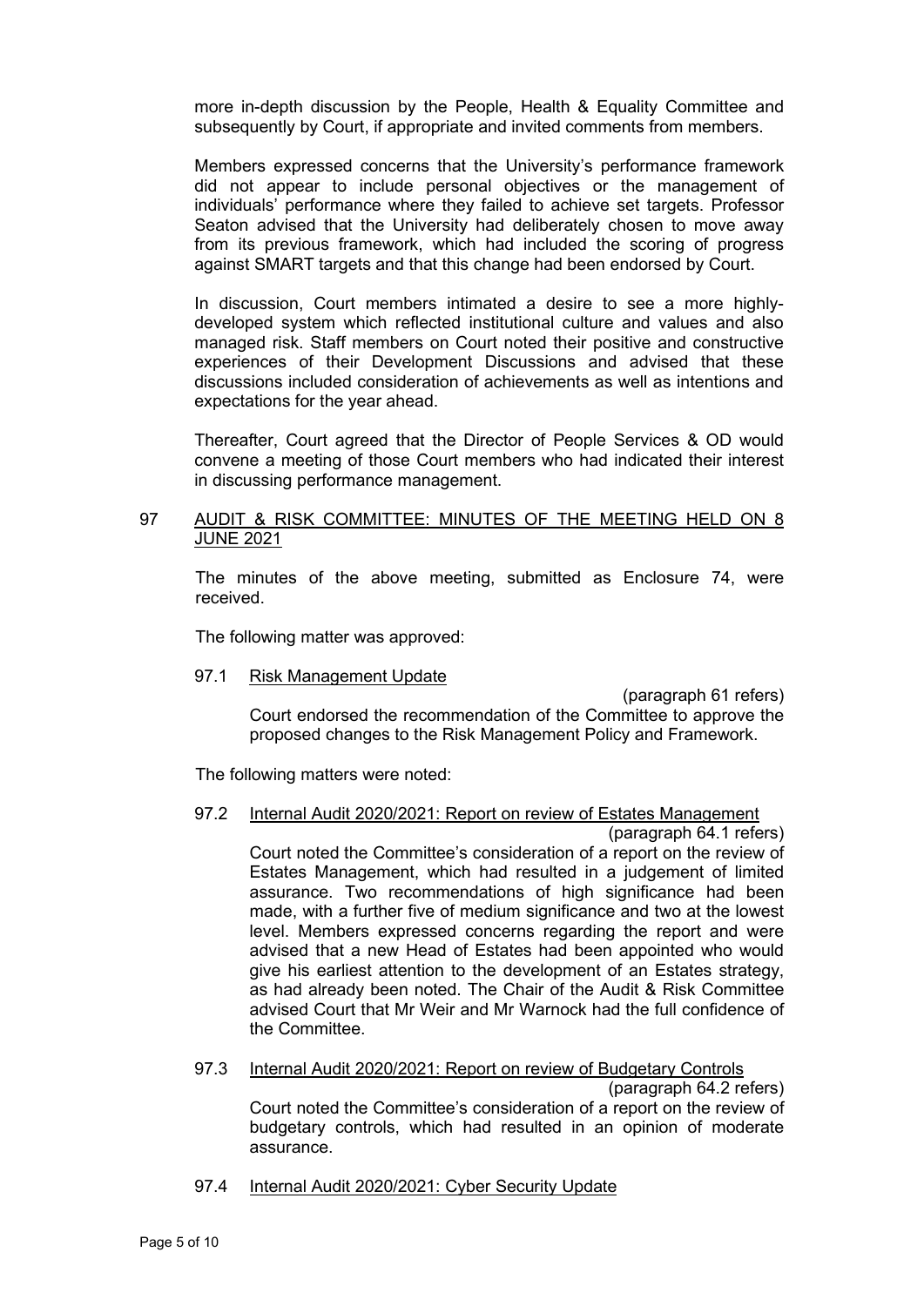more in-depth discussion by the People, Health & Equality Committee and subsequently by Court, if appropriate and invited comments from members.

Members expressed concerns that the University's performance framework did not appear to include personal objectives or the management of individuals' performance where they failed to achieve set targets. Professor Seaton advised that the University had deliberately chosen to move away from its previous framework, which had included the scoring of progress against SMART targets and that this change had been endorsed by Court.

In discussion, Court members intimated a desire to see a more highly-developed system which reflected institutional culture and values and also managed risk. Staff members on Court noted their positive and constructive experiences of their Development Discussions and advised that these discussions included consideration of achievements as well as intentions and expectations for the year ahead.

Thereafter, Court agreed that the Director of People Services & OD would convene a meeting of those Court members who had indicated their interest in discussing performance management.

97 <u>AUDIT & RISK COMMITTEE: MINUTES OF THE MEETING HELD ON 8 JUNE 2021</u>

The minutes of the above meeting, submitted as Enclosure 74, were received.

The following matter was approved:

97.1 <u>Risk Management Update</u>

(paragraph 61 refers)

Court endorsed the recommendation of the Committee to approve the proposed changes to the Risk Management Policy and Framework.

The following matters were noted:

97.2 <u>Internal Audit 2020/2021: Report on review of Estates Management</u>

(paragraph 64.1 refers)

Court noted the Committee's consideration of a report on the review of Estates Management, which had resulted in a judgement of limited assurance. Two recommendations of high significance had been made, with a further five of medium significance and two at the lowest level. Members expressed concerns regarding the report and were advised that a new Head of Estates had been appointed who would give his earliest attention to the development of an Estates strategy, as had already been noted. The Chair of the Audit & Risk Committee advised Court that Mr Weir and Mr Warnock had the full confidence of the Committee.

97.3 <u>Internal Audit 2020/2021: Report on review of Budgetary Controls</u>

(paragraph 64.2 refers)

Court noted the Committee's consideration of a report on the review of budgetary controls, which had resulted in an opinion of moderate assurance.

97.4 <u>Internal Audit 2020/2021: Cyber Security Update</u>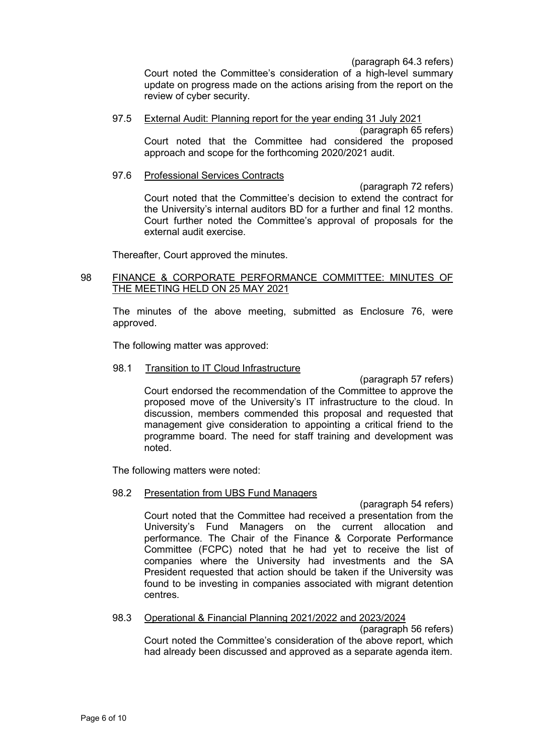(paragraph 64.3 refers)

Court noted the Committee's consideration of a high-level summary update on progress made on the actions arising from the report on the review of cyber security.

97.5 <u>External Audit: Planning report for the year ending 31 July 2021</u>

(paragraph 65 refers)

Court noted that the Committee had considered the proposed approach and scope for the forthcoming 2020/2021 audit.

97.6 <u>Professional Services Contracts</u>

(paragraph 72 refers)

Court noted that the Committee's decision to extend the contract for the University's internal auditors BD for a further and final 12 months. Court further noted the Committee's approval of proposals for the external audit exercise.

Thereafter, Court approved the minutes.

98 <u>FINANCE & CORPORATE PERFORMANCE COMMITTEE: MINUTES OF THE MEETING HELD ON 25 MAY 2021</u>

The minutes of the above meeting, submitted as Enclosure 76, were approved.

The following matter was approved:

98.1 <u>Transition to IT Cloud Infrastructure</u>

(paragraph 57 refers)

Court endorsed the recommendation of the Committee to approve the proposed move of the University's IT infrastructure to the cloud. In discussion, members commended this proposal and requested that management give consideration to appointing a critical friend to the programme board. The need for staff training and development was noted.

The following matters were noted:

98.2 <u>Presentation from UBS Fund Managers</u>

(paragraph 54 refers)

Court noted that the Committee had received a presentation from the University's Fund Managers on the current allocation and performance. The Chair of the Finance & Corporate Performance Committee (FCPC) noted that he had yet to receive the list of companies where the University had investments and the SA President requested that action should be taken if the University was found to be investing in companies associated with migrant detention centres.

98.3 <u>Operational & Financial Planning 2021/2022 and 2023/2024</u>

(paragraph 56 refers)

Court noted the Committee's consideration of the above report, which had already been discussed and approved as a separate agenda item.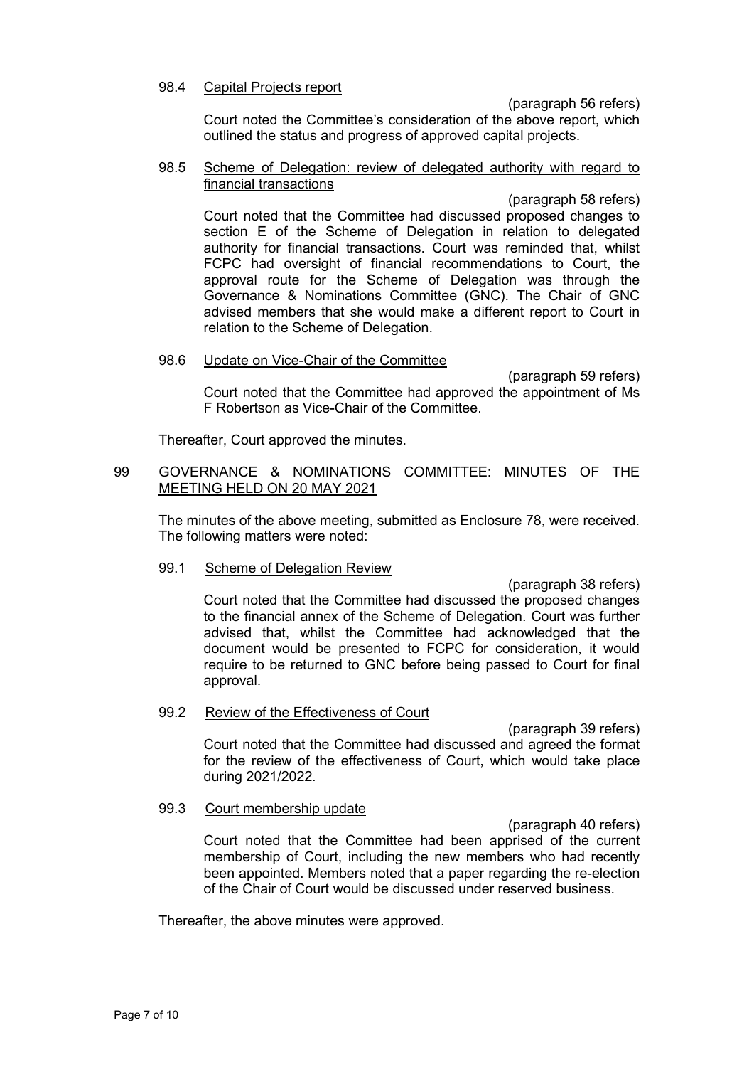98.4 <u>Capital Projects report</u>

(paragraph 56 refers)

Court noted the Committee's consideration of the above report, which outlined the status and progress of approved capital projects.

98.5 <u>Scheme of Delegation: review of delegated authority with regard to financial transactions</u>

(paragraph 58 refers)

Court noted that the Committee had discussed proposed changes to section E of the Scheme of Delegation in relation to delegated authority for financial transactions. Court was reminded that, whilst FCPC had oversight of financial recommendations to Court, the approval route for the Scheme of Delegation was through the Governance & Nominations Committee (GNC). The Chair of GNC advised members that she would make a different report to Court in relation to the Scheme of Delegation.

98.6 <u>Update on Vice-Chair of the Committee</u>

(paragraph 59 refers)

Court noted that the Committee had approved the appointment of Ms F Robertson as Vice-Chair of the Committee.

Thereafter, Court approved the minutes.

99 <u>GOVERNANCE & NOMINATIONS COMMITTEE: MINUTES OF THE MEETING HELD ON 20 MAY 2021</u>

The minutes of the above meeting, submitted as Enclosure 78, were received. The following matters were noted:

99.1 <u>Scheme of Delegation Review</u>

(paragraph 38 refers)

Court noted that the Committee had discussed the proposed changes to the financial annex of the Scheme of Delegation. Court was further advised that, whilst the Committee had acknowledged that the document would be presented to FCPC for consideration, it would require to be returned to GNC before being passed to Court for final approval.

99.2 <u>Review of the Effectiveness of Court</u>

(paragraph 39 refers)

Court noted that the Committee had discussed and agreed the format for the review of the effectiveness of Court, which would take place during 2021/2022.

99.3 <u>Court membership update</u>

(paragraph 40 refers)

Court noted that the Committee had been apprised of the current membership of Court, including the new members who had recently been appointed. Members noted that a paper regarding the re-election of the Chair of Court would be discussed under reserved business.

Thereafter, the above minutes were approved.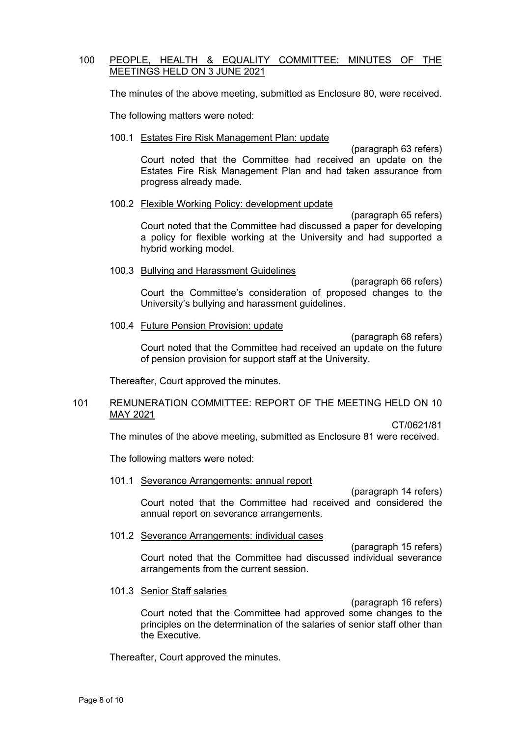100 PEOPLE, HEALTH & EQUALITY COMMITTEE: MINUTES OF THE MEETINGS HELD ON 3 JUNE 2021

The minutes of the above meeting, submitted as Enclosure 80, were received.

The following matters were noted:

100.1 Estates Fire Risk Management Plan: update

(paragraph 63 refers)

Court noted that the Committee had received an update on the Estates Fire Risk Management Plan and had taken assurance from progress already made.

100.2 Flexible Working Policy: development update

(paragraph 65 refers)

Court noted that the Committee had discussed a paper for developing a policy for flexible working at the University and had supported a hybrid working model.

100.3 Bullying and Harassment Guidelines

(paragraph 66 refers)

Court the Committee's consideration of proposed changes to the University's bullying and harassment guidelines.

100.4 Future Pension Provision: update

(paragraph 68 refers)

Court noted that the Committee had received an update on the future of pension provision for support staff at the University.

Thereafter, Court approved the minutes.

101 REMUNERATION COMMITTEE: REPORT OF THE MEETING HELD ON 10 MAY 2021

CT/0621/81

The minutes of the above meeting, submitted as Enclosure 81 were received.

The following matters were noted:

101.1 Severance Arrangements: annual report

(paragraph 14 refers)

Court noted that the Committee had received and considered the annual report on severance arrangements.

101.2 Severance Arrangements: individual cases

(paragraph 15 refers)

Court noted that the Committee had discussed individual severance arrangements from the current session.

101.3 Senior Staff salaries

(paragraph 16 refers)

Court noted that the Committee had approved some changes to the principles on the determination of the salaries of senior staff other than the Executive.

Thereafter, Court approved the minutes.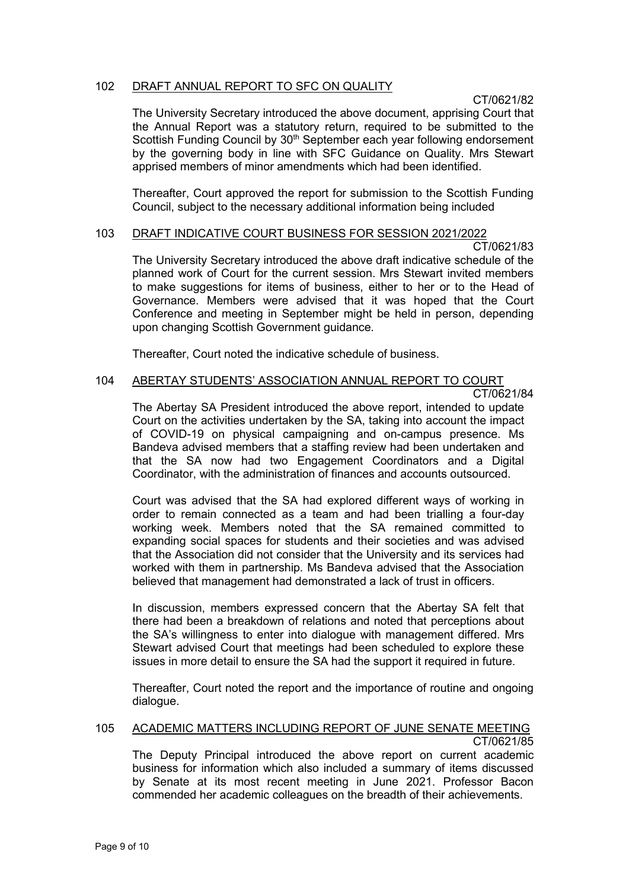## 102 DRAFT ANNUAL REPORT TO SFC ON QUALITY

CT/0621/82

The University Secretary introduced the above document, apprising Court that the Annual Report was a statutory return, required to be submitted to the Scottish Funding Council by 30th September each year following endorsement by the governing body in line with SFC Guidance on Quality. Mrs Stewart apprised members of minor amendments which had been identified.

Thereafter, Court approved the report for submission to the Scottish Funding Council, subject to the necessary additional information being included

## 103 DRAFT INDICATIVE COURT BUSINESS FOR SESSION 2021/2022

CT/0621/83

The University Secretary introduced the above draft indicative schedule of the planned work of Court for the current session. Mrs Stewart invited members to make suggestions for items of business, either to her or to the Head of Governance. Members were advised that it was hoped that the Court Conference and meeting in September might be held in person, depending upon changing Scottish Government guidance.

Thereafter, Court noted the indicative schedule of business.

## 104 ABERTAY STUDENTS' ASSOCIATION ANNUAL REPORT TO COURT

CT/0621/84

The Abertay SA President introduced the above report, intended to update Court on the activities undertaken by the SA, taking into account the impact of COVID-19 on physical campaigning and on-campus presence. Ms Bandeva advised members that a staffing review had been undertaken and that the SA now had two Engagement Coordinators and a Digital Coordinator, with the administration of finances and accounts outsourced.

Court was advised that the SA had explored different ways of working in order to remain connected as a team and had been trialling a four-day working week. Members noted that the SA remained committed to expanding social spaces for students and their societies and was advised that the Association did not consider that the University and its services had worked with them in partnership. Ms Bandeva advised that the Association believed that management had demonstrated a lack of trust in officers.

In discussion, members expressed concern that the Abertay SA felt that there had been a breakdown of relations and noted that perceptions about the SA's willingness to enter into dialogue with management differed. Mrs Stewart advised Court that meetings had been scheduled to explore these issues in more detail to ensure the SA had the support it required in future.

Thereafter, Court noted the report and the importance of routine and ongoing dialogue.

## 105 ACADEMIC MATTERS INCLUDING REPORT OF JUNE SENATE MEETING

CT/0621/85

The Deputy Principal introduced the above report on current academic business for information which also included a summary of items discussed by Senate at its most recent meeting in June 2021. Professor Bacon commended her academic colleagues on the breadth of their achievements.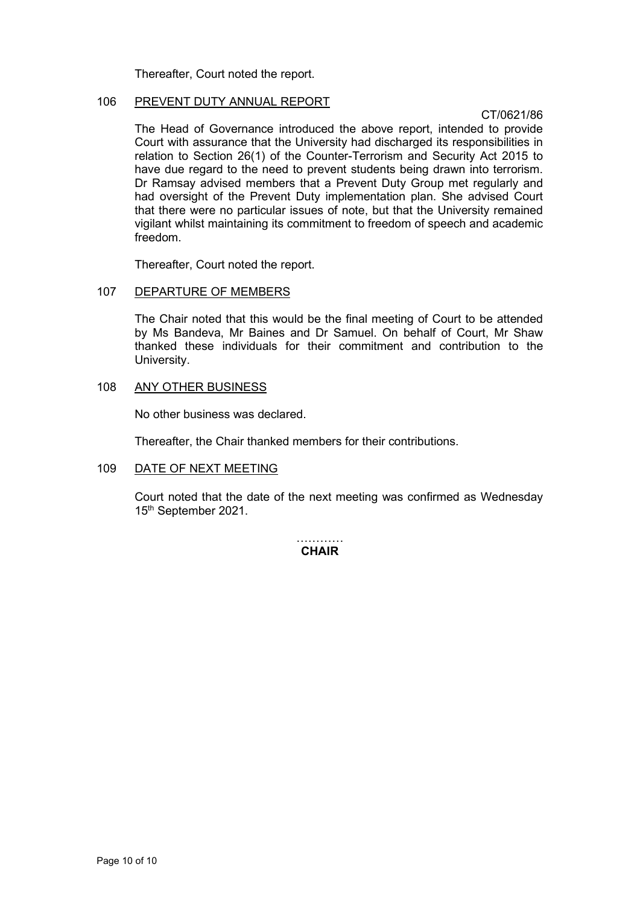Thereafter, Court noted the report.

106 PREVENT DUTY ANNUAL REPORT

CT/0621/86

The Head of Governance introduced the above report, intended to provide Court with assurance that the University had discharged its responsibilities in relation to Section 26(1) of the Counter-Terrorism and Security Act 2015 to have due regard to the need to prevent students being drawn into terrorism. Dr Ramsay advised members that a Prevent Duty Group met regularly and had oversight of the Prevent Duty implementation plan. She advised Court that there were no particular issues of note, but that the University remained vigilant whilst maintaining its commitment to freedom of speech and academic freedom.

Thereafter, Court noted the report.

107 DEPARTURE OF MEMBERS

The Chair noted that this would be the final meeting of Court to be attended by Ms Bandeva, Mr Baines and Dr Samuel. On behalf of Court, Mr Shaw thanked these individuals for their commitment and contribution to the University.

108 ANY OTHER BUSINESS

No other business was declared.

Thereafter, the Chair thanked members for their contributions.

109 DATE OF NEXT MEETING

Court noted that the date of the next meeting was confirmed as Wednesday 15th September 2021.

…………

**CHAIR**